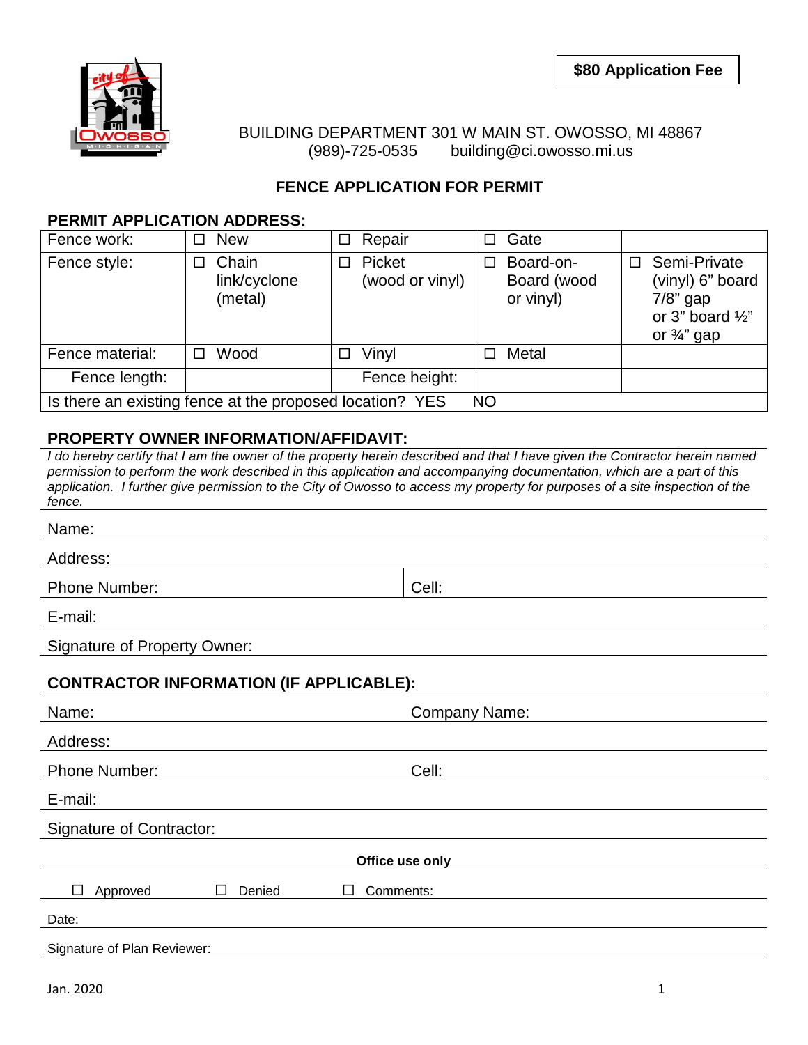**$80 Application Fee**

BUILDING DEPARTMENT 301 W MAIN ST. OWOSSO, MI 48867
(989)-725-0535 building@ci.owosso.mi.us

## FENCE APPLICATION FOR PERMIT

### PERMIT APPLICATION ADDRESS:

| Fence work: | ☐ New | ☐ Repair | ☐ Gate | |
|---|---|---|---|---|
| Fence style: | ☐ Chain link/cyclone (metal) | ☐ Picket (wood or vinyl) | ☐ Board-on-Board (wood or vinyl) | ☐ Semi-Private (vinyl) 6" board 7/8" gap or 3" board ½" or ¾" gap |
| Fence material: | ☐ Wood | ☐ Vinyl | ☐ Metal | |
| Fence length: | | Fence height: | | |
| Is there an existing fence at the proposed location? YES NO | | | | |

### PROPERTY OWNER INFORMATION/AFFIDAVIT:

*I do hereby certify that I am the owner of the property herein described and that I have given the Contractor herein named permission to perform the work described in this application and accompanying documentation, which are a part of this application. I further give permission to the City of Owosso to access my property for purposes of a site inspection of the fence.*

Name:

Address:

Phone Number: Cell:

E-mail:

Signature of Property Owner:

### CONTRACTOR INFORMATION (IF APPLICABLE):

Name: Company Name:

Address:

Phone Number: Cell:

E-mail:

Signature of Contractor:

**Office use only**

☐ Approved ☐ Denied ☐ Comments:

Date:

Signature of Plan Reviewer:

Jan. 2020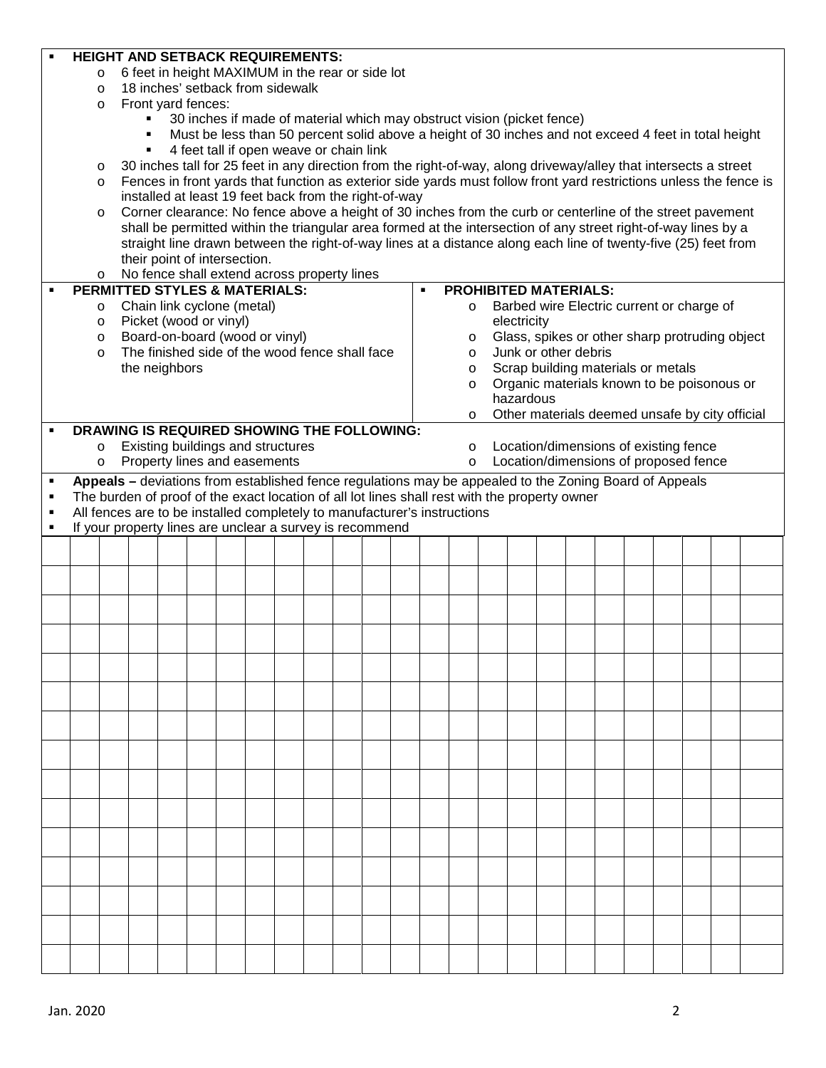- **HEIGHT AND SETBACK REQUIREMENTS:**
  - 6 feet in height MAXIMUM in the rear or side lot
  - 18 inches' setback from sidewalk
  - Front yard fences:
    - 30 inches if made of material which may obstruct vision (picket fence)
    - Must be less than 50 percent solid above a height of 30 inches and not exceed 4 feet in total height
    - 4 feet tall if open weave or chain link
  - 30 inches tall for 25 feet in any direction from the right-of-way, along driveway/alley that intersects a street
  - Fences in front yards that function as exterior side yards must follow front yard restrictions unless the fence is installed at least 19 feet back from the right-of-way
  - Corner clearance: No fence above a height of 30 inches from the curb or centerline of the street pavement shall be permitted within the triangular area formed at the intersection of any street right-of-way lines by a straight line drawn between the right-of-way lines at a distance along each line of twenty-five (25) feet from their point of intersection.
  - No fence shall extend across property lines

- **PERMITTED STYLES & MATERIALS:**
  - Chain link cyclone (metal)
  - Picket (wood or vinyl)
  - Board-on-board (wood or vinyl)
  - The finished side of the wood fence shall face the neighbors

- **PROHIBITED MATERIALS:**
  - Barbed wire Electric current or charge of electricity
  - Glass, spikes or other sharp protruding object
  - Junk or other debris
  - Scrap building materials or metals
  - Organic materials known to be poisonous or hazardous
  - Other materials deemed unsafe by city official

- **DRAWING IS REQUIRED SHOWING THE FOLLOWING:**
  - Existing buildings and structures
  - Property lines and easements
  - Location/dimensions of existing fence
  - Location/dimensions of proposed fence

- **Appeals –** deviations from established fence regulations may be appealed to the Zoning Board of Appeals
- The burden of proof of the exact location of all lot lines shall rest with the property owner
- All fences are to be installed completely to manufacturer's instructions
- If your property lines are unclear a survey is recommend

Jan. 2020